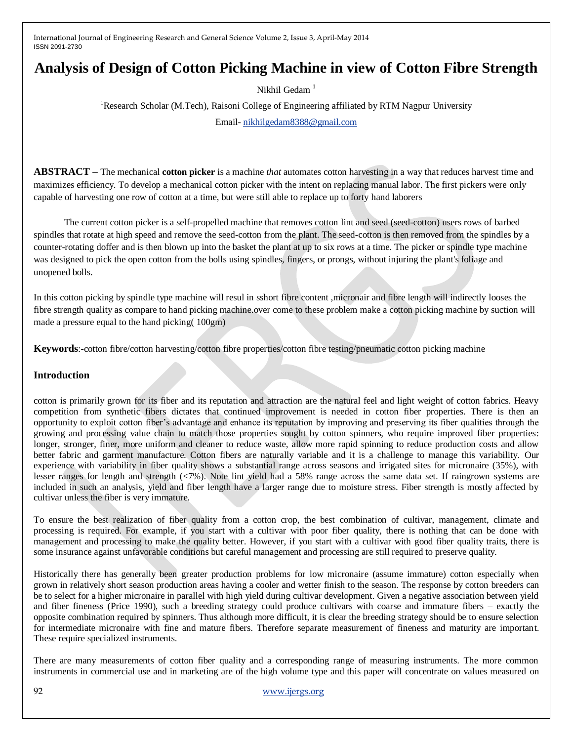# Analysis of Design of Cotton Picking Machine in view of Cotton Fibre Strength

Nikhil Gedam [1]

[1]Research Scholar (M.Tech), Raisoni College of Engineering affiliated by RTM Nagpur University

Email- nikhilgedam8388@gmail.com

**ABSTRACT –** The mechanical **cotton picker** is a machine *that* automates cotton harvesting in a way that reduces harvest time and maximizes efficiency. To develop a mechanical cotton picker with the intent on replacing manual labor. The first pickers were only capable of harvesting one row of cotton at a time, but were still able to replace up to forty hand laborers

The current cotton picker is a self-propelled machine that removes cotton lint and seed (seed-cotton) users rows of barbed spindles that rotate at high speed and remove the seed-cotton from the plant. The seed-cotton is then removed from the spindles by a counter-rotating doffer and is then blown up into the basket the plant at up to six rows at a time. The picker or spindle type machine was designed to pick the open cotton from the bolls using spindles, fingers, or prongs, without injuring the plant's foliage and unopened bolls.

In this cotton picking by spindle type machine will resul in sshort fibre content ,micronair and fibre length will indirectly looses the fibre strength quality as compare to hand picking machine.over come to these problem make a cotton picking machine by suction will made a pressure equal to the hand picking( 100gm)

**Keywords**:-cotton fibre/cotton harvesting/cotton fibre properties/cotton fibre testing/pneumatic cotton picking machine

## Introduction

cotton is primarily grown for its fiber and its reputation and attraction are the natural feel and light weight of cotton fabrics. Heavy competition from synthetic fibers dictates that continued improvement is needed in cotton fiber properties. There is then an opportunity to exploit cotton fiber's advantage and enhance its reputation by improving and preserving its fiber qualities through the growing and processing value chain to match those properties sought by cotton spinners, who require improved fiber properties: longer, stronger, finer, more uniform and cleaner to reduce waste, allow more rapid spinning to reduce production costs and allow better fabric and garment manufacture. Cotton fibers are naturally variable and it is a challenge to manage this variability. Our experience with variability in fiber quality shows a substantial range across seasons and irrigated sites for micronaire (35%), with lesser ranges for length and strength (<7%). Note lint yield had a 58% range across the same data set. If raingrown systems are included in such an analysis, yield and fiber length have a larger range due to moisture stress. Fiber strength is mostly affected by cultivar unless the fiber is very immature.

To ensure the best realization of fiber quality from a cotton crop, the best combination of cultivar, management, climate and processing is required. For example, if you start with a cultivar with poor fiber quality, there is nothing that can be done with management and processing to make the quality better. However, if you start with a cultivar with good fiber quality traits, there is some insurance against unfavorable conditions but careful management and processing are still required to preserve quality.

Historically there has generally been greater production problems for low micronaire (assume immature) cotton especially when grown in relatively short season production areas having a cooler and wetter finish to the season. The response by cotton breeders can be to select for a higher micronaire in parallel with high yield during cultivar development. Given a negative association between yield and fiber fineness (Price 1990), such a breeding strategy could produce cultivars with coarse and immature fibers – exactly the opposite combination required by spinners. Thus although more difficult, it is clear the breeding strategy should be to ensure selection for intermediate micronaire with fine and mature fibers. Therefore separate measurement of fineness and maturity are important. These require specialized instruments.

There are many measurements of cotton fiber quality and a corresponding range of measuring instruments. The more common instruments in commercial use and in marketing are of the high volume type and this paper will concentrate on values measured on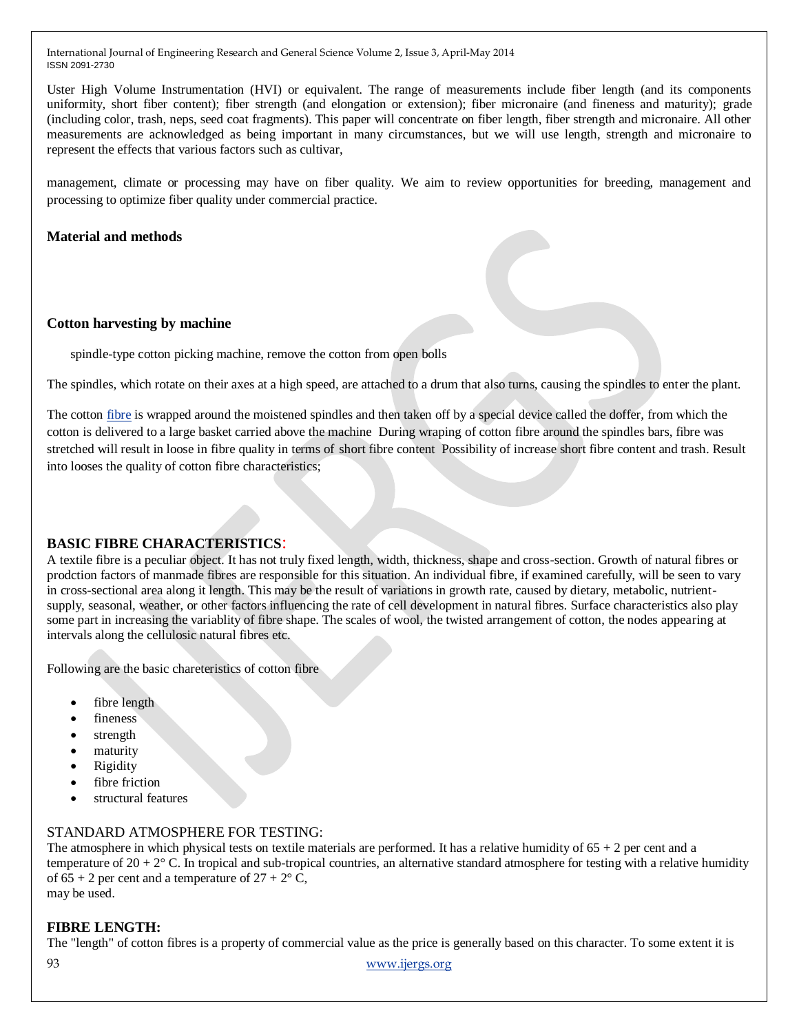Uster High Volume Instrumentation (HVI) or equivalent. The range of measurements include fiber length (and its components uniformity, short fiber content); fiber strength (and elongation or extension); fiber micronaire (and fineness and maturity); grade (including color, trash, neps, seed coat fragments). This paper will concentrate on fiber length, fiber strength and micronaire. All other measurements are acknowledged as being important in many circumstances, but we will use length, strength and micronaire to represent the effects that various factors such as cultivar,

management, climate or processing may have on fiber quality. We aim to review opportunities for breeding, management and processing to optimize fiber quality under commercial practice.

## Material and methods

### Cotton harvesting by machine

spindle-type cotton picking machine, remove the cotton from open bolls

The spindles, which rotate on their axes at a high speed, are attached to a drum that also turns, causing the spindles to enter the plant.

The cotton fibre is wrapped around the moistened spindles and then taken off by a special device called the doffer, from which the cotton is delivered to a large basket carried above the machine During wraping of cotton fibre around the spindles bars, fibre was stretched will result in loose in fibre quality in terms of short fibre content Possibility of increase short fibre content and trash. Result into looses the quality of cotton fibre characteristics;

### BASIC FIBRE CHARACTERISTICS:

A textile fibre is a peculiar object. It has not truly fixed length, width, thickness, shape and cross-section. Growth of natural fibres or prodction factors of manmade fibres are responsible for this situation. An individual fibre, if examined carefully, will be seen to vary in cross-sectional area along it length. This may be the result of variations in growth rate, caused by dietary, metabolic, nutrient-supply, seasonal, weather, or other factors influencing the rate of cell development in natural fibres. Surface characteristics also play some part in increasing the variablity of fibre shape. The scales of wool, the twisted arrangement of cotton, the nodes appearing at intervals along the cellulosic natural fibres etc.

Following are the basic chareteristics of cotton fibre

- fibre length
- fineness
- strength
- maturity
- Rigidity
- fibre friction
- structural features

### STANDARD ATMOSPHERE FOR TESTING:

The atmosphere in which physical tests on textile materials are performed. It has a relative humidity of 65 + 2 per cent and a temperature of 20 + 2° C. In tropical and sub-tropical countries, an alternative standard atmosphere for testing with a relative humidity of 65 + 2 per cent and a temperature of 27 + 2° C, may be used.

### FIBRE LENGTH:

The "length" of cotton fibres is a property of commercial value as the price is generally based on this character. To some extent it is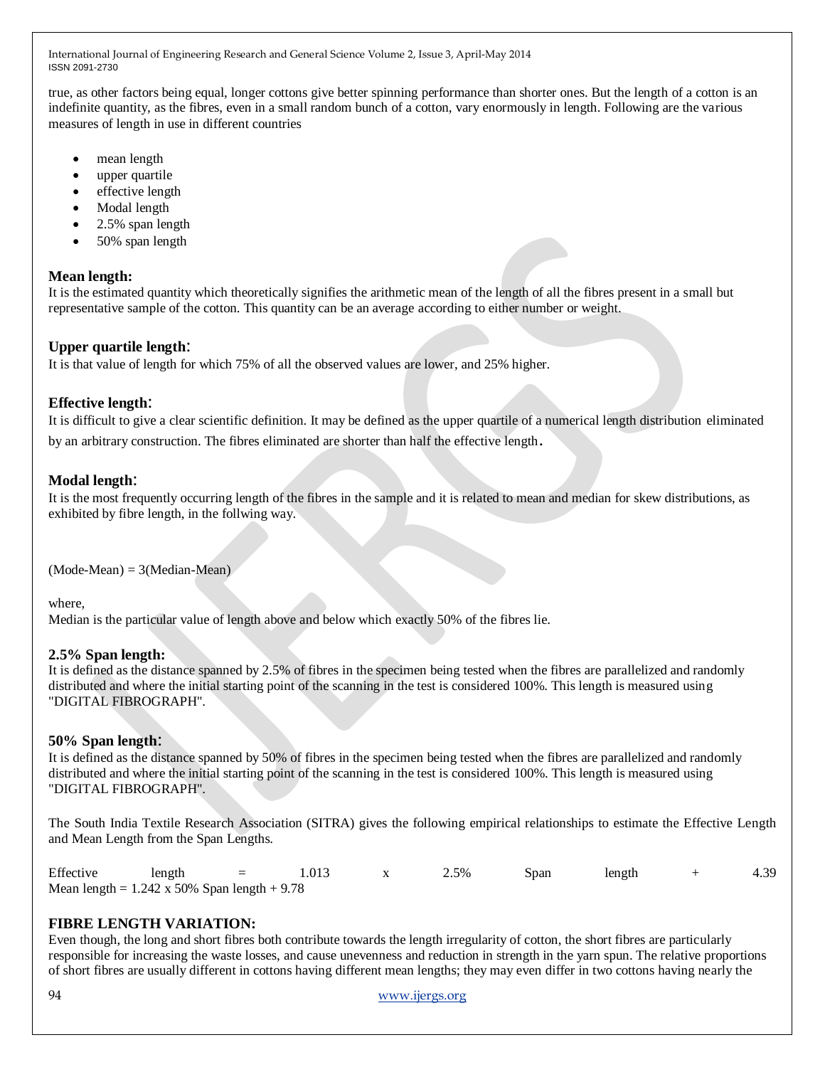true, as other factors being equal, longer cottons give better spinning performance than shorter ones. But the length of a cotton is an indefinite quantity, as the fibres, even in a small random bunch of a cotton, vary enormously in length. Following are the various measures of length in use in different countries

- mean length
- upper quartile
- effective length
- Modal length
- 2.5% span length
- 50% span length

### Mean length:

It is the estimated quantity which theoretically signifies the arithmetic mean of the length of all the fibres present in a small but representative sample of the cotton. This quantity can be an average according to either number or weight.

### Upper quartile length:

It is that value of length for which 75% of all the observed values are lower, and 25% higher.

### Effective length:

It is difficult to give a clear scientific definition. It may be defined as the upper quartile of a numerical length distribution eliminated by an arbitrary construction. The fibres eliminated are shorter than half the effective length.

### Modal length:

It is the most frequently occurring length of the fibres in the sample and it is related to mean and median for skew distributions, as exhibited by fibre length, in the follwing way.

(Mode-Mean) = 3(Median-Mean)

where,
Median is the particular value of length above and below which exactly 50% of the fibres lie.

### 2.5% Span length:

It is defined as the distance spanned by 2.5% of fibres in the specimen being tested when the fibres are parallelized and randomly distributed and where the initial starting point of the scanning in the test is considered 100%. This length is measured using "DIGITAL FIBROGRAPH".

### 50% Span length:

It is defined as the distance spanned by 50% of fibres in the specimen being tested when the fibres are parallelized and randomly distributed and where the initial starting point of the scanning in the test is considered 100%. This length is measured using "DIGITAL FIBROGRAPH".

The South India Textile Research Association (SITRA) gives the following empirical relationships to estimate the Effective Length and Mean Length from the Span Lengths.

Effective length = 1.013 x 2.5% Span length + 4.39
Mean length = 1.242 x 50% Span length + 9.78

### FIBRE LENGTH VARIATION:

Even though, the long and short fibres both contribute towards the length irregularity of cotton, the short fibres are particularly responsible for increasing the waste losses, and cause unevenness and reduction in strength in the yarn spun. The relative proportions of short fibres are usually different in cottons having different mean lengths; they may even differ in two cottons having nearly the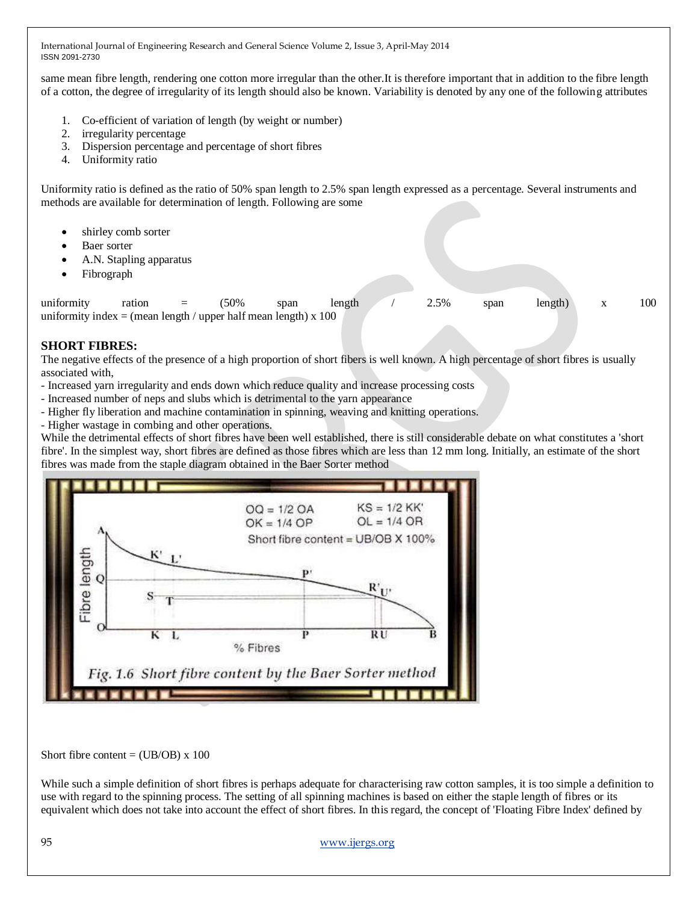same mean fibre length, rendering one cotton more irregular than the other.It is therefore important that in addition to the fibre length of a cotton, the degree of irregularity of its length should also be known. Variability is denoted by any one of the following attributes

1. Co-efficient of variation of length (by weight or number)
2. irregularity percentage
3. Dispersion percentage and percentage of short fibres
4. Uniformity ratio

Uniformity ratio is defined as the ratio of 50% span length to 2.5% span length expressed as a percentage. Several instruments and methods are available for determination of length. Following are some

- shirley comb sorter
- Baer sorter
- A.N. Stapling apparatus
- Fibrograph

uniformity ration = (50% span length / 2.5% span length) x 100
uniformity index = (mean length / upper half mean length) x 100

## SHORT FIBRES:

The negative effects of the presence of a high proportion of short fibers is well known. A high percentage of short fibres is usually associated with,

- Increased yarn irregularity and ends down which reduce quality and increase processing costs
- Increased number of neps and slubs which is detrimental to the yarn appearance
- Higher fly liberation and machine contamination in spinning, weaving and knitting operations.
- Higher wastage in combing and other operations.

While the detrimental effects of short fibres have been well established, there is still considerable debate on what constitutes a 'short fibre'. In the simplest way, short fibres are defined as those fibres which are less than 12 mm long. Initially, an estimate of the short fibres was made from the staple diagram obtained in the Baer Sorter method

OQ = 1/2 OA, OK = 1/4 OP, KS = 1/2 KK', OL = 1/4 OR

Short fibre content = UB/OB X 100%

*Fig. 1.6 Short fibre content by the Baer Sorter method*

Short fibre content = (UB/OB) x 100

While such a simple definition of short fibres is perhaps adequate for characterising raw cotton samples, it is too simple a definition to use with regard to the spinning process. The setting of all spinning machines is based on either the staple length of fibres or its equivalent which does not take into account the effect of short fibres. In this regard, the concept of 'Floating Fibre Index' defined by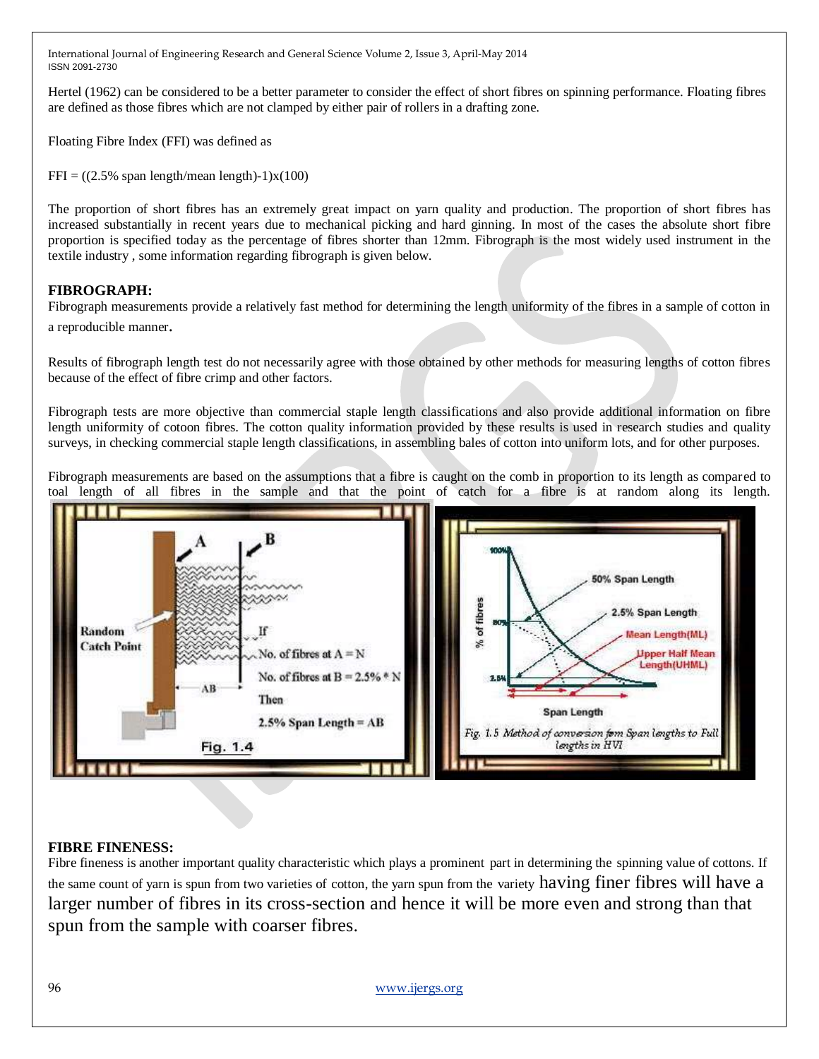Hertel (1962) can be considered to be a better parameter to consider the effect of short fibres on spinning performance. Floating fibres are defined as those fibres which are not clamped by either pair of rollers in a drafting zone.

Floating Fibre Index (FFI) was defined as

FFI = ((2.5% span length/mean length)-1)x(100)

The proportion of short fibres has an extremely great impact on yarn quality and production. The proportion of short fibres has increased substantially in recent years due to mechanical picking and hard ginning. In most of the cases the absolute short fibre proportion is specified today as the percentage of fibres shorter than 12mm. Fibrograph is the most widely used instrument in the textile industry , some information regarding fibrograph is given below.

## FIBROGRAPH:

Fibrograph measurements provide a relatively fast method for determining the length uniformity of the fibres in a sample of cotton in a reproducible manner.

Results of fibrograph length test do not necessarily agree with those obtained by other methods for measuring lengths of cotton fibres because of the effect of fibre crimp and other factors.

Fibrograph tests are more objective than commercial staple length classifications and also provide additional information on fibre length uniformity of cotoon fibres. The cotton quality information provided by these results is used in research studies and quality surveys, in checking commercial staple length classifications, in assembling bales of cotton into uniform lots, and for other purposes.

Fibrograph measurements are based on the assumptions that a fibre is caught on the comb in proportion to its length as compared to toal length of all fibres in the sample and that the point of catch for a fibre is at random along its length.

Fig. 1.4

Fig. 1.5 Method of conversion fom Span lengths to Full lengths in HVI

## FIBRE FINENESS:

Fibre fineness is another important quality characteristic which plays a prominent part in determining the spinning value of cottons. If the same count of yarn is spun from two varieties of cotton, the yarn spun from the variety having finer fibres will have a larger number of fibres in its cross-section and hence it will be more even and strong than that spun from the sample with coarser fibres.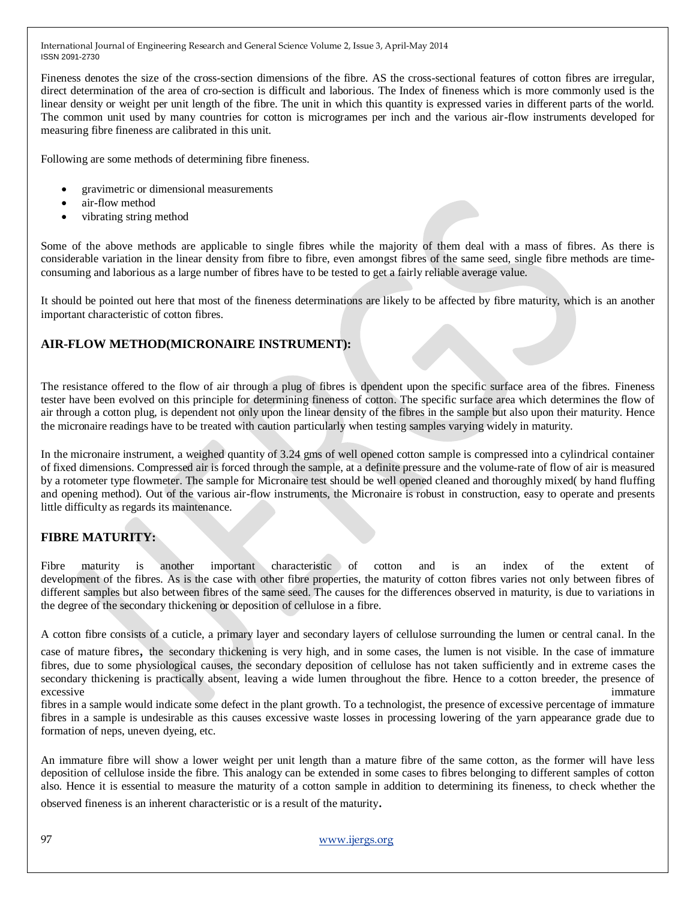Fineness denotes the size of the cross-section dimensions of the fibre. AS the cross-sectional features of cotton fibres are irregular, direct determination of the area of cro-section is difficult and laborious. The Index of fineness which is more commonly used is the linear density or weight per unit length of the fibre. The unit in which this quantity is expressed varies in different parts of the world. The common unit used by many countries for cotton is microgrames per inch and the various air-flow instruments developed for measuring fibre fineness are calibrated in this unit.

Following are some methods of determining fibre fineness.

- gravimetric or dimensional measurements
- air-flow method
- vibrating string method

Some of the above methods are applicable to single fibres while the majority of them deal with a mass of fibres. As there is considerable variation in the linear density from fibre to fibre, even amongst fibres of the same seed, single fibre methods are time-consuming and laborious as a large number of fibres have to be tested to get a fairly reliable average value.

It should be pointed out here that most of the fineness determinations are likely to be affected by fibre maturity, which is an another important characteristic of cotton fibres.

## AIR-FLOW METHOD(MICRONAIRE INSTRUMENT):

The resistance offered to the flow of air through a plug of fibres is dpendent upon the specific surface area of the fibres. Fineness tester have been evolved on this principle for determining fineness of cotton. The specific surface area which determines the flow of air through a cotton plug, is dependent not only upon the linear density of the fibres in the sample but also upon their maturity. Hence the micronaire readings have to be treated with caution particularly when testing samples varying widely in maturity.

In the micronaire instrument, a weighed quantity of 3.24 gms of well opened cotton sample is compressed into a cylindrical container of fixed dimensions. Compressed air is forced through the sample, at a definite pressure and the volume-rate of flow of air is measured by a rotometer type flowmeter. The sample for Micronaire test should be well opened cleaned and thoroughly mixed( by hand fluffing and opening method). Out of the various air-flow instruments, the Micronaire is robust in construction, easy to operate and presents little difficulty as regards its maintenance.

## FIBRE MATURITY:

Fibre maturity is another important characteristic of cotton and is an index of the extent of development of the fibres. As is the case with other fibre properties, the maturity of cotton fibres varies not only between fibres of different samples but also between fibres of the same seed. The causes for the differences observed in maturity, is due to variations in the degree of the secondary thickening or deposition of cellulose in a fibre.

A cotton fibre consists of a cuticle, a primary layer and secondary layers of cellulose surrounding the lumen or central canal. In the case of mature fibres, the secondary thickening is very high, and in some cases, the lumen is not visible. In the case of immature fibres, due to some physiological causes, the secondary deposition of cellulose has not taken sufficiently and in extreme cases the secondary thickening is practically absent, leaving a wide lumen throughout the fibre. Hence to a cotton breeder, the presence of excessive immature fibres in a sample would indicate some defect in the plant growth. To a technologist, the presence of excessive percentage of immature fibres in a sample is undesirable as this causes excessive waste losses in processing lowering of the yarn appearance grade due to formation of neps, uneven dyeing, etc.

An immature fibre will show a lower weight per unit length than a mature fibre of the same cotton, as the former will have less deposition of cellulose inside the fibre. This analogy can be extended in some cases to fibres belonging to different samples of cotton also. Hence it is essential to measure the maturity of a cotton sample in addition to determining its fineness, to check whether the observed fineness is an inherent characteristic or is a result of the maturity.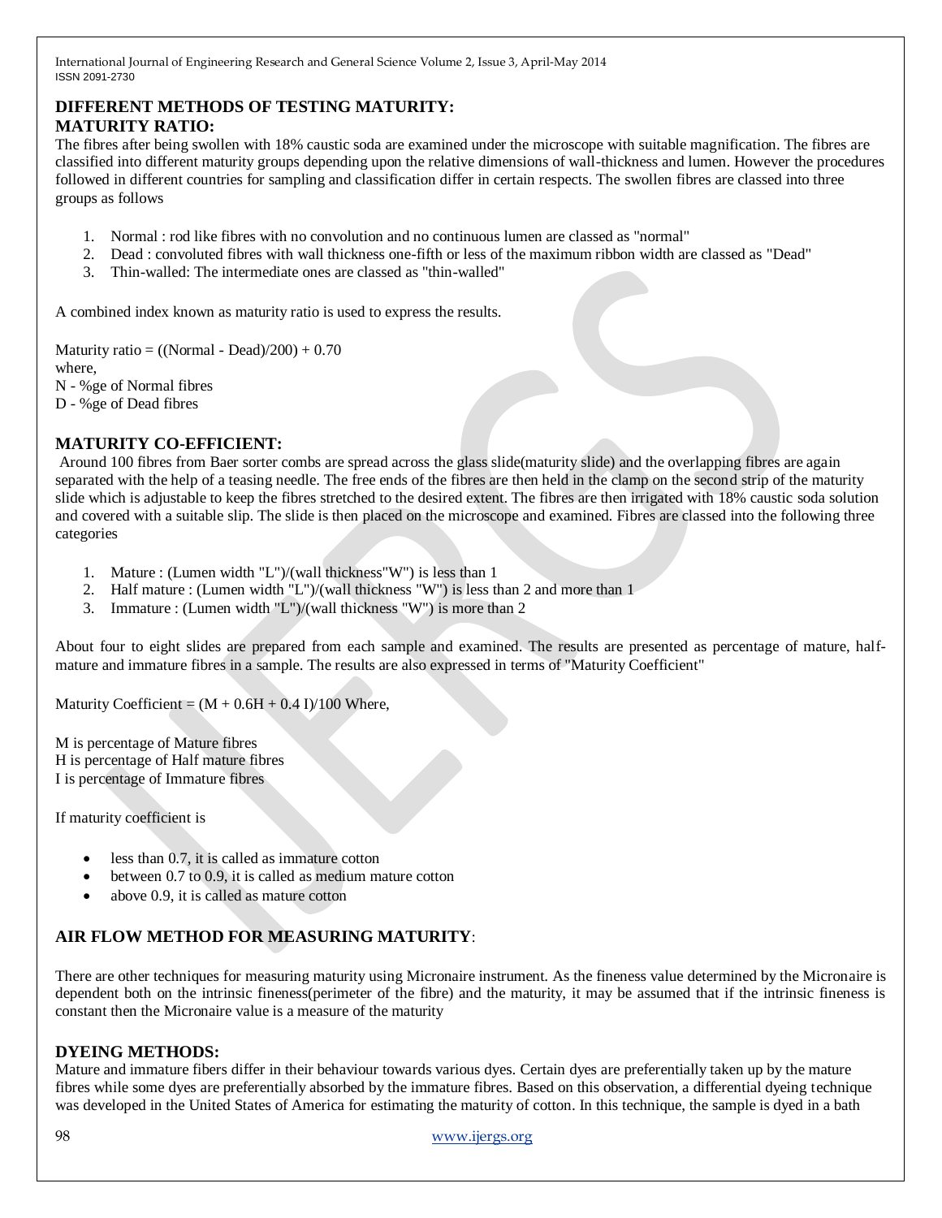## DIFFERENT METHODS OF TESTING MATURITY:

## MATURITY RATIO:

The fibres after being swollen with 18% caustic soda are examined under the microscope with suitable magnification. The fibres are classified into different maturity groups depending upon the relative dimensions of wall-thickness and lumen. However the procedures followed in different countries for sampling and classification differ in certain respects. The swollen fibres are classed into three groups as follows

1. Normal : rod like fibres with no convolution and no continuous lumen are classed as "normal"
2. Dead : convoluted fibres with wall thickness one-fifth or less of the maximum ribbon width are classed as "Dead"
3. Thin-walled: The intermediate ones are classed as "thin-walled"

A combined index known as maturity ratio is used to express the results.

Maturity ratio = ((Normal - Dead)/200) + 0.70

where,

N - %ge of Normal fibres

D - %ge of Dead fibres

## MATURITY CO-EFFICIENT:

Around 100 fibres from Baer sorter combs are spread across the glass slide(maturity slide) and the overlapping fibres are again separated with the help of a teasing needle. The free ends of the fibres are then held in the clamp on the second strip of the maturity slide which is adjustable to keep the fibres stretched to the desired extent. The fibres are then irrigated with 18% caustic soda solution and covered with a suitable slip. The slide is then placed on the microscope and examined. Fibres are classed into the following three categories

1. Mature : (Lumen width "L")/(wall thickness"W") is less than 1
2. Half mature : (Lumen width "L")/(wall thickness "W") is less than 2 and more than 1
3. Immature : (Lumen width "L")/(wall thickness "W") is more than 2

About four to eight slides are prepared from each sample and examined. The results are presented as percentage of mature, half-mature and immature fibres in a sample. The results are also expressed in terms of "Maturity Coefficient"

Maturity Coefficient = (M + 0.6H + 0.4 I)/100 Where,

M is percentage of Mature fibres

H is percentage of Half mature fibres

I is percentage of Immature fibres

If maturity coefficient is

- less than 0.7, it is called as immature cotton
- between 0.7 to 0.9, it is called as medium mature cotton
- above 0.9, it is called as mature cotton

## AIR FLOW METHOD FOR MEASURING MATURITY:

There are other techniques for measuring maturity using Micronaire instrument. As the fineness value determined by the Micronaire is dependent both on the intrinsic fineness(perimeter of the fibre) and the maturity, it may be assumed that if the intrinsic fineness is constant then the Micronaire value is a measure of the maturity

## DYEING METHODS:

Mature and immature fibers differ in their behaviour towards various dyes. Certain dyes are preferentially taken up by the mature fibres while some dyes are preferentially absorbed by the immature fibres. Based on this observation, a differential dyeing technique was developed in the United States of America for estimating the maturity of cotton. In this technique, the sample is dyed in a bath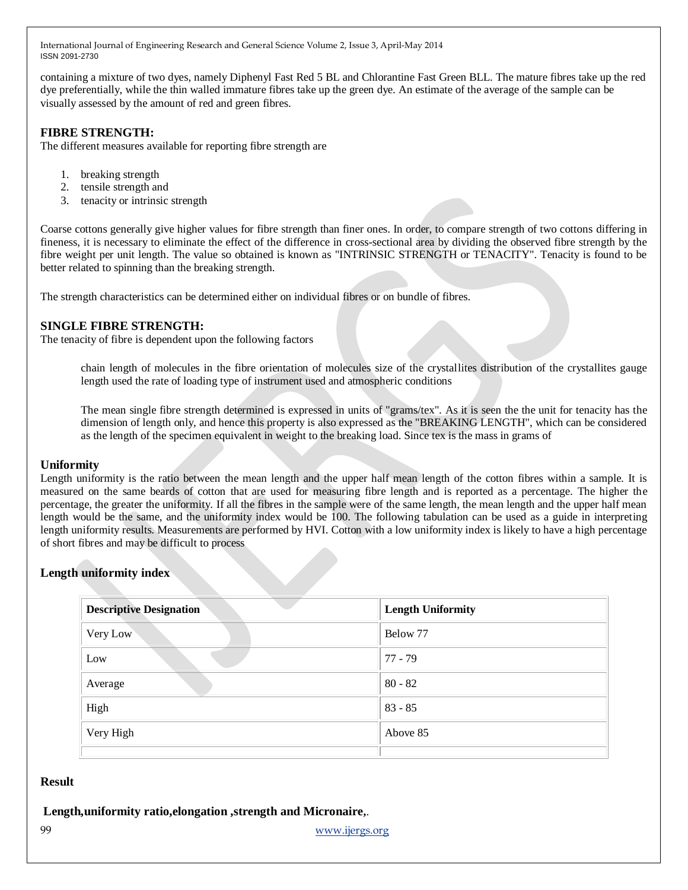containing a mixture of two dyes, namely Diphenyl Fast Red 5 BL and Chlorantine Fast Green BLL. The mature fibres take up the red dye preferentially, while the thin walled immature fibres take up the green dye. An estimate of the average of the sample can be visually assessed by the amount of red and green fibres.

## FIBRE STRENGTH:

The different measures available for reporting fibre strength are

1. breaking strength
2. tensile strength and
3. tenacity or intrinsic strength

Coarse cottons generally give higher values for fibre strength than finer ones. In order, to compare strength of two cottons differing in fineness, it is necessary to eliminate the effect of the difference in cross-sectional area by dividing the observed fibre strength by the fibre weight per unit length. The value so obtained is known as "INTRINSIC STRENGTH or TENACITY". Tenacity is found to be better related to spinning than the breaking strength.

The strength characteristics can be determined either on individual fibres or on bundle of fibres.

## SINGLE FIBRE STRENGTH:

The tenacity of fibre is dependent upon the following factors

> chain length of molecules in the fibre orientation of molecules size of the crystallites distribution of the crystallites gauge length used the rate of loading type of instrument used and atmospheric conditions
>
> The mean single fibre strength determined is expressed in units of "grams/tex". As it is seen the the unit for tenacity has the dimension of length only, and hence this property is also expressed as the "BREAKING LENGTH", which can be considered as the length of the specimen equivalent in weight to the breaking load. Since tex is the mass in grams of

### Uniformity

Length uniformity is the ratio between the mean length and the upper half mean length of the cotton fibres within a sample. It is measured on the same beards of cotton that are used for measuring fibre length and is reported as a percentage. The higher the percentage, the greater the uniformity. If all the fibres in the sample were of the same length, the mean length and the upper half mean length would be the same, and the uniformity index would be 100. The following tabulation can be used as a guide in interpreting length uniformity results. Measurements are performed by HVI. Cotton with a low uniformity index is likely to have a high percentage of short fibres and may be difficult to process

### Length uniformity index

| Descriptive Designation | Length Uniformity |
|---|---|
| Very Low | Below 77 |
| Low | 77 - 79 |
| Average | 80 - 82 |
| High | 83 - 85 |
| Very High | Above 85 |
| | |

### Result

**Length,uniformity ratio,elongation ,strength and Micronaire,**.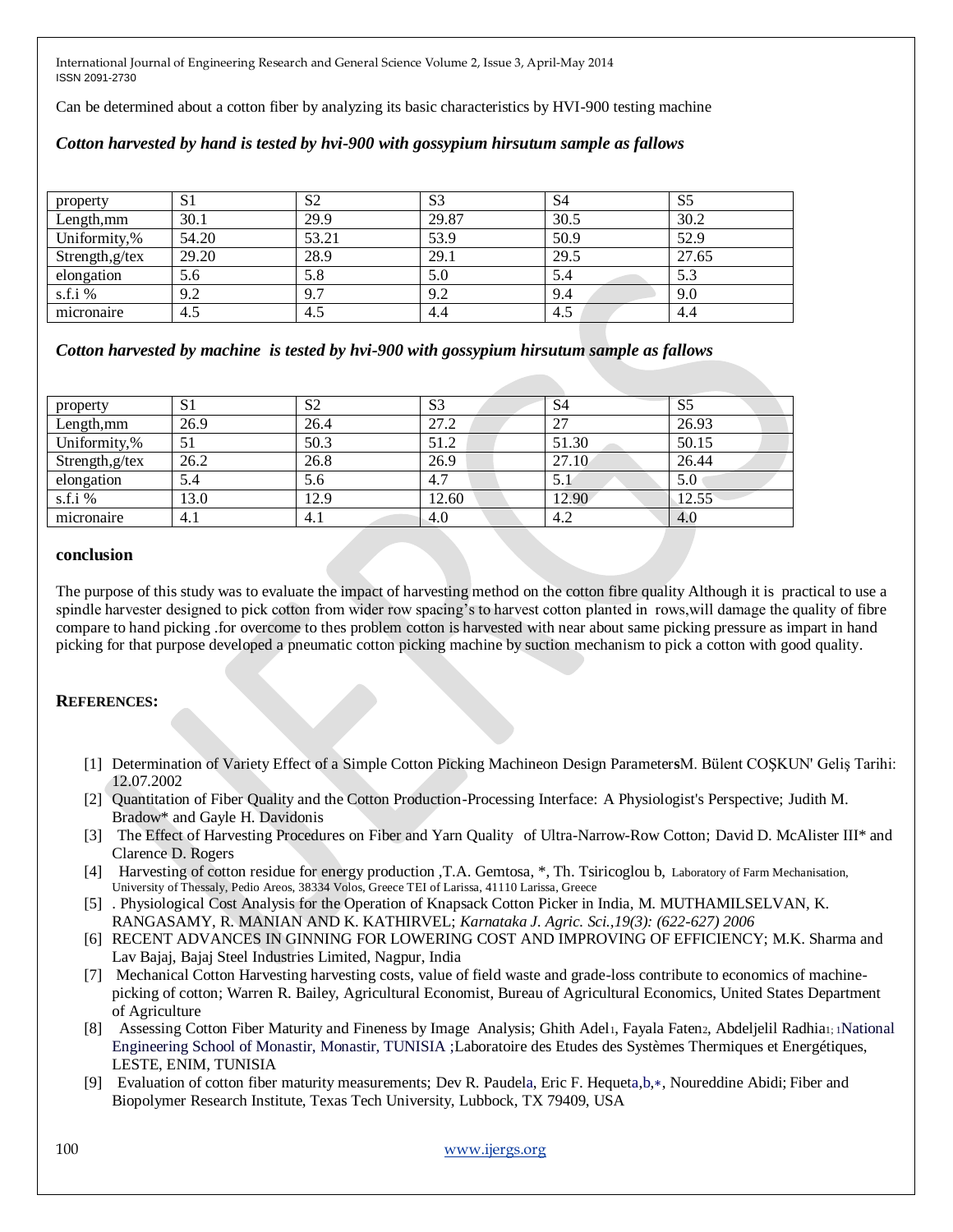Can be determined about a cotton fiber by analyzing its basic characteristics by HVI-900 testing machine

***Cotton harvested by hand is tested by hvi-900 with gossypium hirsutum sample as fallows***

| property | S1 | S2 | S3 | S4 | S5 |
|---|---|---|---|---|---|
| Length,mm | 30.1 | 29.9 | 29.87 | 30.5 | 30.2 |
| Uniformity,% | 54.20 | 53.21 | 53.9 | 50.9 | 52.9 |
| Strength,g/tex | 29.20 | 28.9 | 29.1 | 29.5 | 27.65 |
| elongation | 5.6 | 5.8 | 5.0 | 5.4 | 5.3 |
| s.f.i % | 9.2 | 9.7 | 9.2 | 9.4 | 9.0 |
| micronaire | 4.5 | 4.5 | 4.4 | 4.5 | 4.4 |

***Cotton harvested by machine is tested by hvi-900 with gossypium hirsutum sample as fallows***

| property | S1 | S2 | S3 | S4 | S5 |
|---|---|---|---|---|---|
| Length,mm | 26.9 | 26.4 | 27.2 | 27 | 26.93 |
| Uniformity,% | 51 | 50.3 | 51.2 | 51.30 | 50.15 |
| Strength,g/tex | 26.2 | 26.8 | 26.9 | 27.10 | 26.44 |
| elongation | 5.4 | 5.6 | 4.7 | 5.1 | 5.0 |
| s.f.i % | 13.0 | 12.9 | 12.60 | 12.90 | 12.55 |
| micronaire | 4.1 | 4.1 | 4.0 | 4.2 | 4.0 |

## conclusion

The purpose of this study was to evaluate the impact of harvesting method on the cotton fibre quality Although it is practical to use a spindle harvester designed to pick cotton from wider row spacing's to harvest cotton planted in rows,will damage the quality of fibre compare to hand picking .for overcome to thes problem cotton is harvested with near about same picking pressure as impart in hand picking for that purpose developed a pneumatic cotton picking machine by suction mechanism to pick a cotton with good quality.

## REFERENCES:

[1] Determination of Variety Effect of a Simple Cotton Picking Machineon Design Parameters M. Bülent COŞKUN' Geliş Tarihi: 12.07.2002

[2] Quantitation of Fiber Quality and the Cotton Production-Processing Interface: A Physiologist's Perspective; Judith M. Bradow* and Gayle H. Davidonis

[3] The Effect of Harvesting Procedures on Fiber and Yarn Quality of Ultra-Narrow-Row Cotton; David D. McAlister III* and Clarence D. Rogers

[4] Harvesting of cotton residue for energy production ,T.A. Gemtosa, *, Th. Tsiricoglou b, Laboratory of Farm Mechanisation, University of Thessaly, Pedio Areos, 38334 Volos, Greece TEI of Larissa, 41110 Larissa, Greece

[5] . Physiological Cost Analysis for the Operation of Knapsack Cotton Picker in India, M. MUTHAMILSELVAN, K. RANGASAMY, R. MANIAN AND K. KATHIRVEL; *Karnataka J. Agric. Sci.,19(3): (622-627) 2006*

[6] RECENT ADVANCES IN GINNING FOR LOWERING COST AND IMPROVING OF EFFICIENCY; M.K. Sharma and Lav Bajaj, Bajaj Steel Industries Limited, Nagpur, India

[7] Mechanical Cotton Harvesting harvesting costs, value of field waste and grade-loss contribute to economics of machine-picking of cotton; Warren R. Bailey, Agricultural Economist, Bureau of Agricultural Economics, United States Department of Agriculture

[8] Assessing Cotton Fiber Maturity and Fineness by Image Analysis; Ghith Adel[1], Fayala Faten[2], Abdeljelil Radhia[1; 1]National Engineering School of Monastir, Monastir, TUNISIA ;Laboratoire des Etudes des Systèmes Thermiques et Energétiques, LESTE, ENIM, TUNISIA

[9] Evaluation of cotton fiber maturity measurements; Dev R. Paudela, Eric F. Hequeta,b,*, Noureddine Abidi; Fiber and Biopolymer Research Institute, Texas Tech University, Lubbock, TX 79409, USA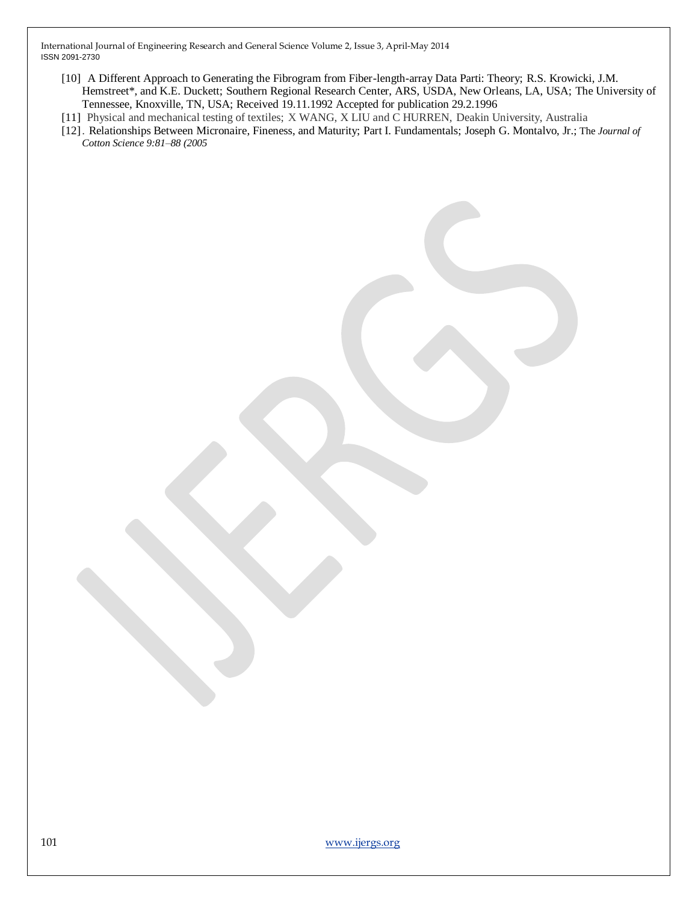[10] A Different Approach to Generating the Fibrogram from Fiber-length-array Data Parti: Theory; R.S. Krowicki, J.M. Hemstreet*, and K.E. Duckett; Southern Regional Research Center, ARS, USDA, New Orleans, LA, USA; The University of Tennessee, Knoxville, TN, USA; Received 19.11.1992 Accepted for publication 29.2.1996

[11] Physical and mechanical testing of textiles; X WANG, X LIU and C HURREN, Deakin University, Australia

[12]. Relationships Between Micronaire, Fineness, and Maturity; Part I. Fundamentals; Joseph G. Montalvo, Jr.; The *Journal of Cotton Science 9:81–88 (2005*